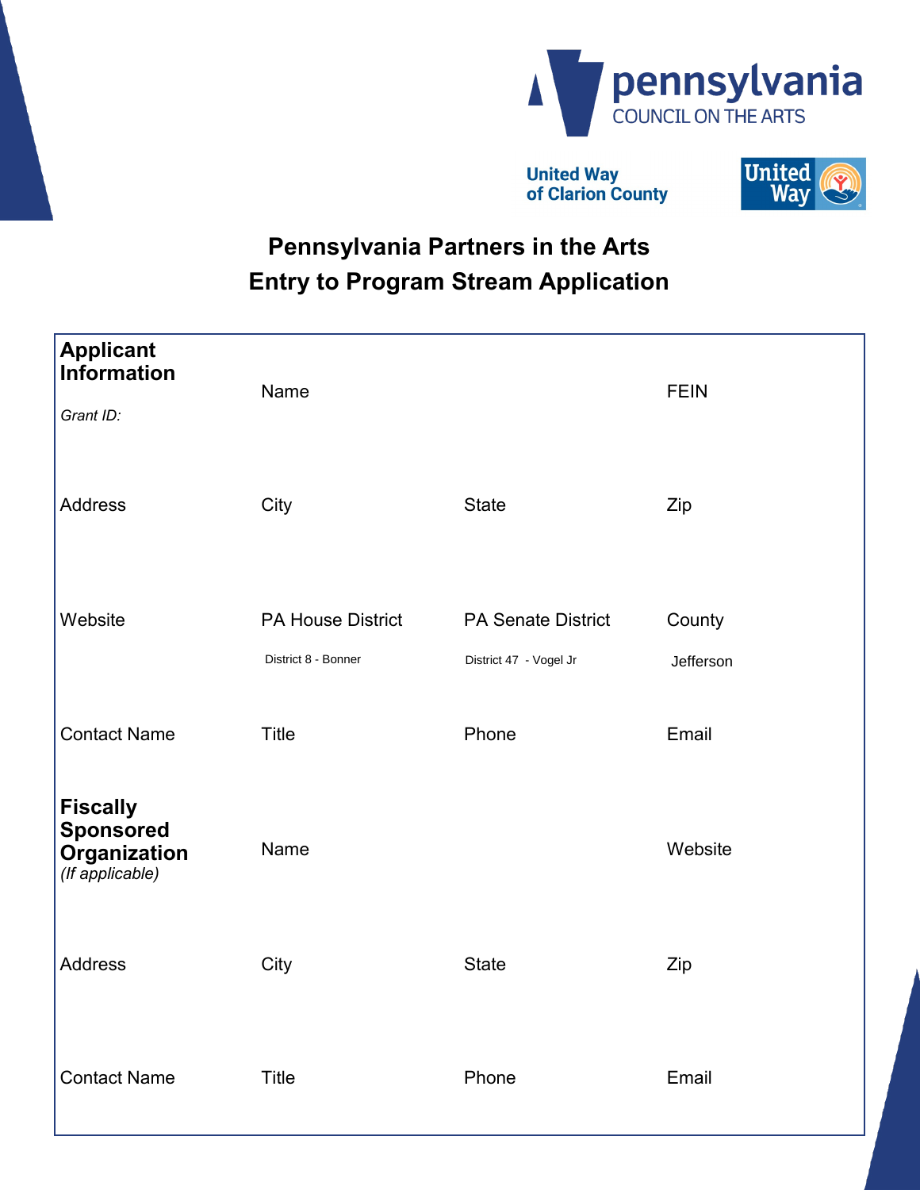pennsylvania
COUNCIL ON THE ARTS

United Way of Clarion County

# Pennsylvania Partners in the Arts
# Entry to Program Stream Application

| **Applicant Information** | Name | | FEIN |
|---|---|---|---|
| *Grant ID:* | | | |
| Address | City | State | Zip |
| Website | PA House District | PA Senate District | County |
| | District 8 - Bonner | District 47 - Vogel Jr | Jefferson |
| Contact Name | Title | Phone | Email |
| **Fiscally Sponsored Organization** *(If applicable)* | Name | | Website |
| Address | City | State | Zip |
| Contact Name | Title | Phone | Email |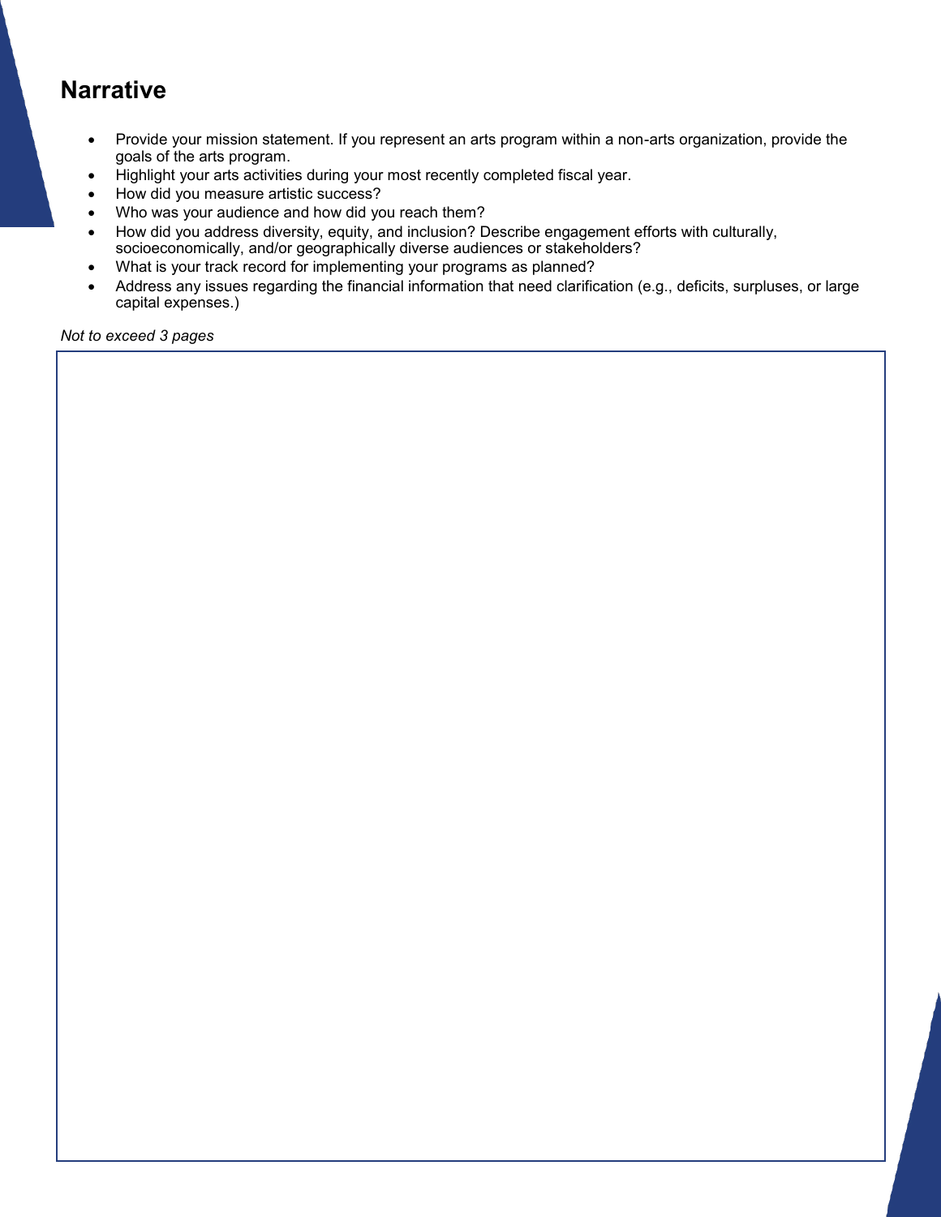## Narrative

- Provide your mission statement. If you represent an arts program within a non-arts organization, provide the goals of the arts program.
- Highlight your arts activities during your most recently completed fiscal year.
- How did you measure artistic success?
- Who was your audience and how did you reach them?
- How did you address diversity, equity, and inclusion? Describe engagement efforts with culturally, socioeconomically, and/or geographically diverse audiences or stakeholders?
- What is your track record for implementing your programs as planned?
- Address any issues regarding the financial information that need clarification (e.g., deficits, surpluses, or large capital expenses.)

*Not to exceed 3 pages*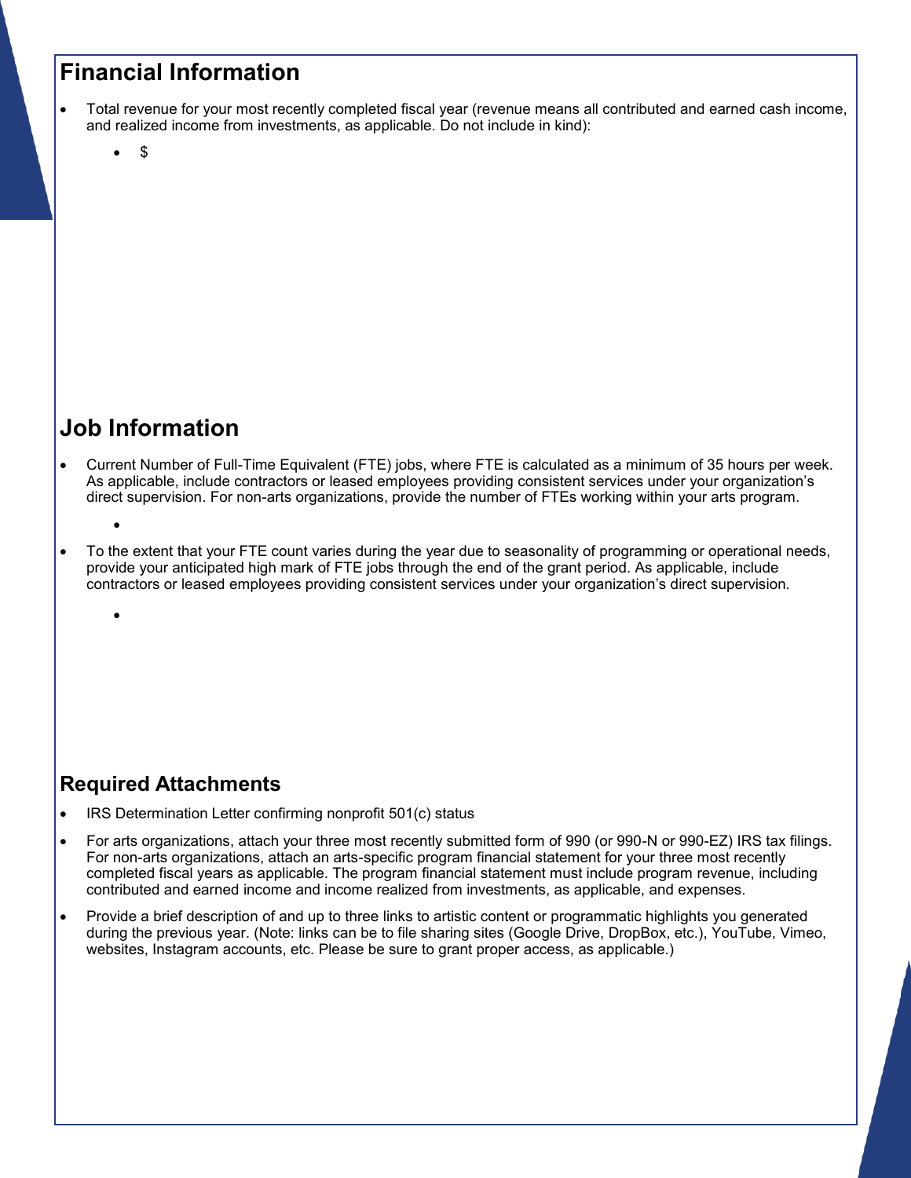## Financial Information

- Total revenue for your most recently completed fiscal year (revenue means all contributed and earned cash income, and realized income from investments, as applicable. Do not include in kind):
    - $

## Job Information

- Current Number of Full-Time Equivalent (FTE) jobs, where FTE is calculated as a minimum of 35 hours per week. As applicable, include contractors or leased employees providing consistent services under your organization's direct supervision. For non-arts organizations, provide the number of FTEs working within your arts program.
    - 
- To the extent that your FTE count varies during the year due to seasonality of programming or operational needs, provide your anticipated high mark of FTE jobs through the end of the grant period. As applicable, include contractors or leased employees providing consistent services under your organization's direct supervision.
    - 

## Required Attachments

- IRS Determination Letter confirming nonprofit 501(c) status
- For arts organizations, attach your three most recently submitted form of 990 (or 990-N or 990-EZ) IRS tax filings. For non-arts organizations, attach an arts-specific program financial statement for your three most recently completed fiscal years as applicable. The program financial statement must include program revenue, including contributed and earned income and income realized from investments, as applicable, and expenses.
- Provide a brief description of and up to three links to artistic content or programmatic highlights you generated during the previous year. (Note: links can be to file sharing sites (Google Drive, DropBox, etc.), YouTube, Vimeo, websites, Instagram accounts, etc. Please be sure to grant proper access, as applicable.)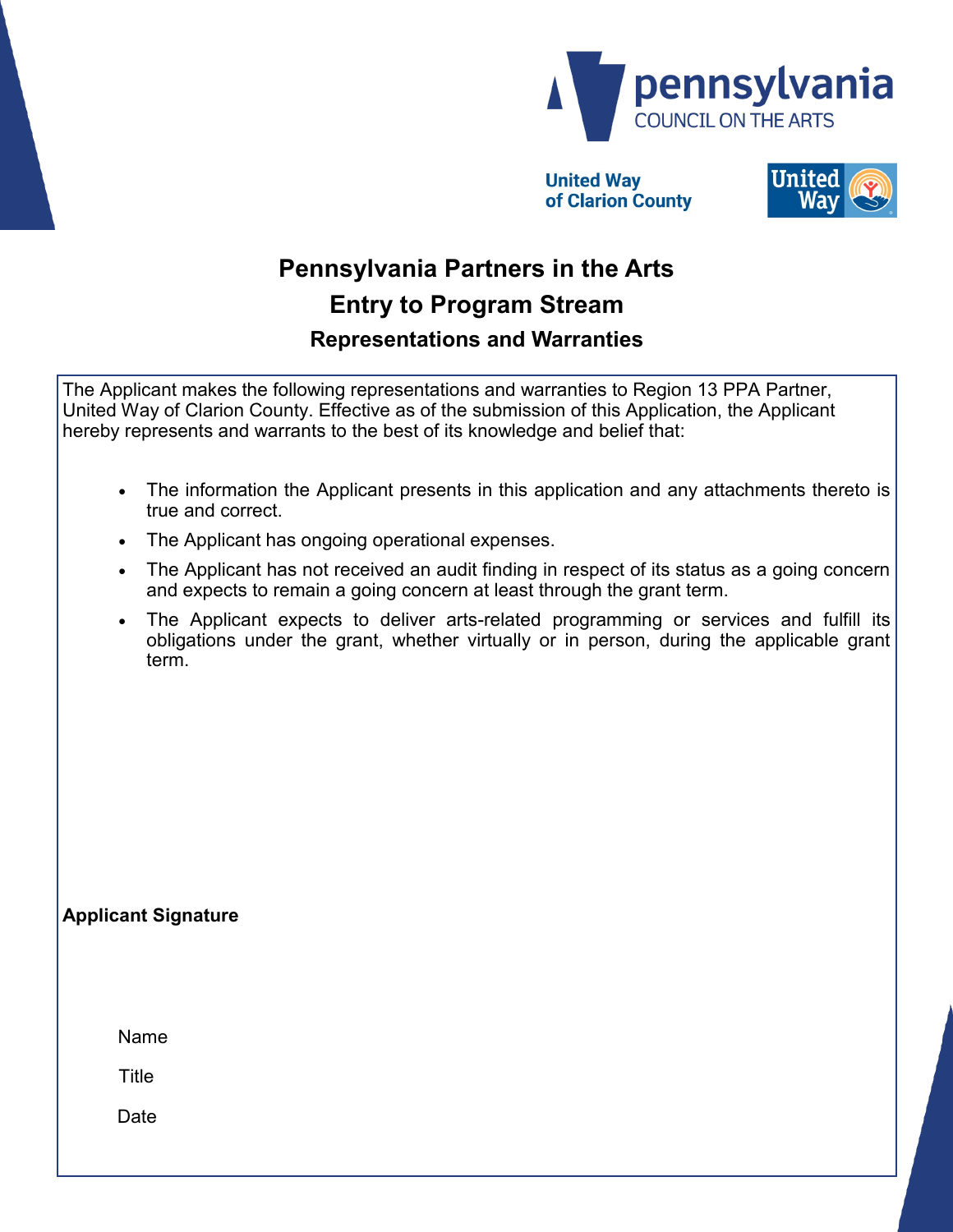pennsylvania
COUNCIL ON THE ARTS

United Way of Clarion County

# Pennsylvania Partners in the Arts

## Entry to Program Stream

### Representations and Warranties

The Applicant makes the following representations and warranties to Region 13 PPA Partner, United Way of Clarion County. Effective as of the submission of this Application, the Applicant hereby represents and warrants to the best of its knowledge and belief that:

- The information the Applicant presents in this application and any attachments thereto is true and correct.
- The Applicant has ongoing operational expenses.
- The Applicant has not received an audit finding in respect of its status as a going concern and expects to remain a going concern at least through the grant term.
- The Applicant expects to deliver arts-related programming or services and fulfill its obligations under the grant, whether virtually or in person, during the applicable grant term.

**Applicant Signature**

Name

Title

Date